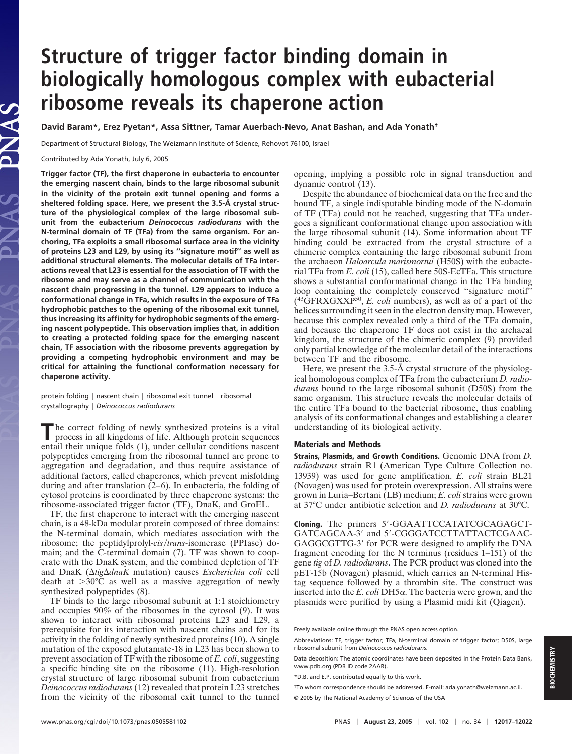# Structure of trigger factor binding domain in biologically homologous complex with eubacterial ribosome reveals its chaperone action

**David Baram*, Erez Pyetan*, Assa Sittner, Tamar Auerbach-Nevo, Anat Bashan, and Ada Yonath†**

Department of Structural Biology, The Weizmann Institute of Science, Rehovot 76100, Israel

Contributed by Ada Yonath, July 6, 2005

**Trigger factor (TF), the first chaperone in eubacteria to encounter the emerging nascent chain, binds to the large ribosomal subunit in the vicinity of the protein exit tunnel opening and forms a sheltered folding space. Here, we present the 3.5-Å crystal structure of the physiological complex of the large ribosomal subunit from the eubacterium *Deinococcus radiodurans* with the N-terminal domain of TF (TFa) from the same organism. For anchoring, TFa exploits a small ribosomal surface area in the vicinity of proteins L23 and L29, by using its "signature motif" as well as additional structural elements. The molecular details of TFa interactions reveal that L23 is essential for the association of TF with the ribosome and may serve as a channel of communication with the nascent chain progressing in the tunnel. L29 appears to induce a conformational change in TFa, which results in the exposure of TFa hydrophobic patches to the opening of the ribosomal exit tunnel, thus increasing its affinity for hydrophobic segments of the emerging nascent polypeptide. This observation implies that, in addition to creating a protected folding space for the emerging nascent chain, TF association with the ribosome prevents aggregation by providing a competing hydrophobic environment and may be critical for attaining the functional conformation necessary for chaperone activity.**

protein folding | nascent chain | ribosomal exit tunnel | ribosomal crystallography | *Deinococcus radiodurans*

The correct folding of newly synthesized proteins is a vital process in all kingdoms of life. Although protein sequences entail their unique folds (1), under cellular conditions nascent polypeptides emerging from the ribosomal tunnel are prone to aggregation and degradation, and thus require assistance of additional factors, called chaperones, which prevent misfolding during and after translation (2–6). In eubacteria, the folding of cytosol proteins is coordinated by three chaperone systems: the ribosome-associated trigger factor (TF), DnaK, and GroEL.

TF, the first chaperone to interact with the emerging nascent chain, is a 48-kDa modular protein composed of three domains: the N-terminal domain, which mediates association with the ribosome; the peptidylprolyl-*cis*/*trans*-isomerase (PPIase) domain; and the C-terminal domain (7). TF was shown to cooperate with the DnaK system, and the combined depletion of TF and DnaK (Δ*tig*Δ*dnaK* mutation) causes *Escherichia coli* cell death at >30°C as well as a massive aggregation of newly synthesized polypeptides (8).

TF binds to the large ribosomal subunit at 1:1 stoichiometry and occupies 90% of the ribosomes in the cytosol (9). It was shown to interact with ribosomal proteins L23 and L29, a prerequisite for its interaction with nascent chains and for its activity in the folding of newly synthesized proteins (10). A single mutation of the exposed glutamate-18 in L23 has been shown to prevent association of TF with the ribosome of *E. coli*, suggesting a specific binding site on the ribosome (11). High-resolution crystal structure of large ribosomal subunit from eubacterium *Deinococcus radiodurans* (12) revealed that protein L23 stretches from the vicinity of the ribosomal exit tunnel to the tunnel opening, implying a possible role in signal transduction and dynamic control (13).

Despite the abundance of biochemical data on the free and the bound TF, a single indisputable binding mode of the N-domain of TF (TFa) could not be reached, suggesting that TFa undergoes a significant conformational change upon association with the large ribosomal subunit (14). Some information about TF binding could be extracted from the crystal structure of a chimeric complex containing the large ribosomal subunit from the archaeon *Haloarcula marismortui* (H50S) with the eubacterial TFa from *E. coli* (15), called here 50S-EcTFa. This structure shows a substantial conformational change in the TFa binding loop containing the completely conserved "signature motif" ([43]GFRXGXXP[50], *E. coli* numbers), as well as of a part of the helices surrounding it seen in the electron density map. However, because this complex revealed only a third of the TFa domain, and because the chaperone TF does not exist in the archaeal kingdom, the structure of the chimeric complex (9) provided only partial knowledge of the molecular detail of the interactions between TF and the ribosome.

Here, we present the 3.5-Å crystal structure of the physiological homologous complex of TFa from the eubacterium *D. radiodurans* bound to the large ribosomal subunit (D50S) from the same organism. This structure reveals the molecular details of the entire TFa bound to the bacterial ribosome, thus enabling analysis of its conformational changes and establishing a clearer understanding of its biological activity.

## Materials and Methods

**Strains, Plasmids, and Growth Conditions.** Genomic DNA from *D. radiodurans* strain R1 (American Type Culture Collection no. 13939) was used for gene amplification. *E. coli* strain BL21 (Novagen) was used for protein overexpression. All strains were grown in Luria–Bertani (LB) medium; *E. coli* strains were grown at 37°C under antibiotic selection and *D. radiodurans* at 30°C.

**Cloning.** The primers 5′-GGAATTCCATATCGCAGAGCTGATCAGCAA-3′ and 5′-CGGGATCCTTATTACTCGAACGAGGCGTTG-3′ for PCR were designed to amplify the DNA fragment encoding for the N terminus (residues 1–151) of the gene *tig* of *D. radiodurans*. The PCR product was cloned into the pET-15b (Novagen) plasmid, which carries an N-terminal His-tag sequence followed by a thrombin site. The construct was inserted into the *E. coli* DH5α. The bacteria were grown, and the plasmids were purified by using a Plasmid midi kit (Qiagen).

Freely available online through the PNAS open access option.

Abbreviations: TF, trigger factor; TFa, N-terminal domain of trigger factor; D50S, large ribosomal subunit from *Deinococcus radiodurans*.

Data deposition: The atomic coordinates have been deposited in the Protein Data Bank, www.pdb.org (PDB ID code 2AAR).

*D.B. and E.P. contributed equally to this work.

†To whom correspondence should be addressed. E-mail: ada.yonath@weizmann.ac.il.

© 2005 by The National Academy of Sciences of the USA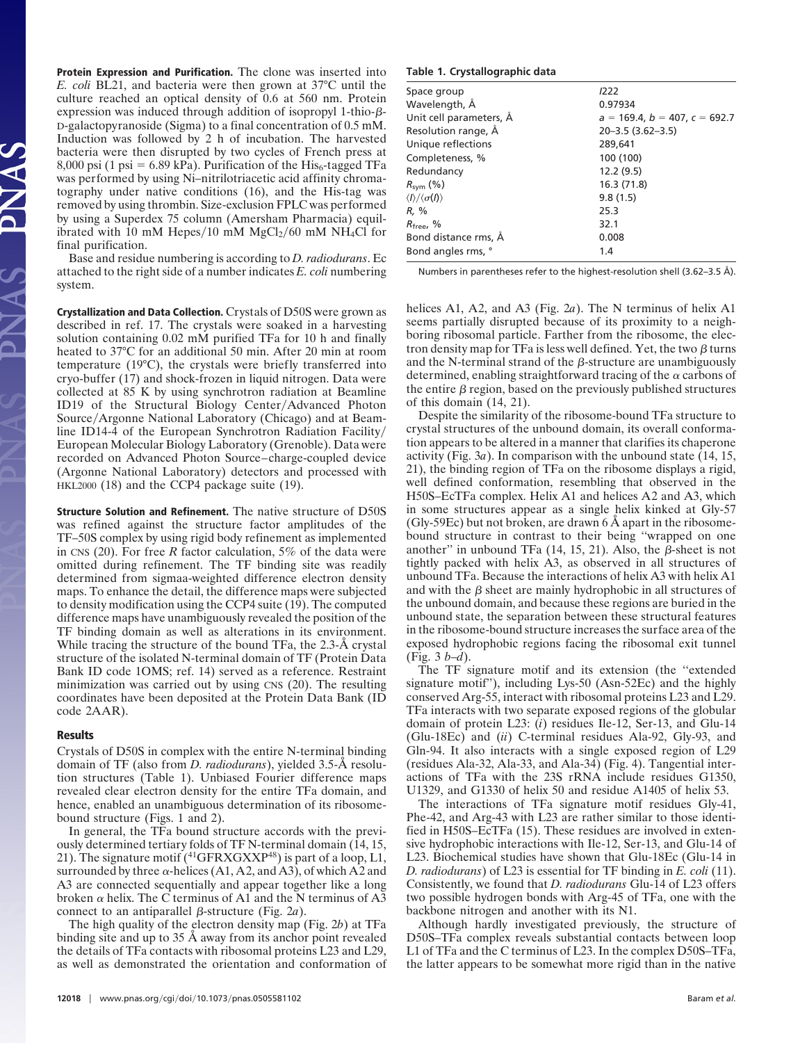**Protein Expression and Purification.** The clone was inserted into *E. coli* BL21, and bacteria were then grown at 37°C until the culture reached an optical density of 0.6 at 560 nm. Protein expression was induced through addition of isopropyl 1-thio-β-D-galactopyranoside (Sigma) to a final concentration of 0.5 mM. Induction was followed by 2 h of incubation. The harvested bacteria were then disrupted by two cycles of French press at 8,000 psi (1 psi = 6.89 kPa). Purification of the $His_6$-tagged TFa was performed by using Ni–nitrilotriacetic acid affinity chromatography under native conditions (16), and the His-tag was removed by using thrombin. Size-exclusion FPLC was performed by using a Superdex 75 column (Amersham Pharmacia) equilibrated with 10 mM Hepes/10 mM $MgCl_2$/60 mM $NH_4Cl$ for final purification.

Base and residue numbering is according to *D. radiodurans*. Ec attached to the right side of a number indicates *E. coli* numbering system.

**Crystallization and Data Collection.** Crystals of D50S were grown as described in ref. 17. The crystals were soaked in a harvesting solution containing 0.02 mM purified TFa for 10 h and finally heated to 37°C for an additional 50 min. After 20 min at room temperature (19°C), the crystals were briefly transferred into cryo-buffer (17) and shock-frozen in liquid nitrogen. Data were collected at 85 K by using synchrotron radiation at Beamline ID19 of the Structural Biology Center/Advanced Photon Source/Argonne National Laboratory (Chicago) and at Beamline ID14-4 of the European Synchrotron Radiation Facility/European Molecular Biology Laboratory (Grenoble). Data were recorded on Advanced Photon Source–charge-coupled device (Argonne National Laboratory) detectors and processed with HKL2000 (18) and the CCP4 package suite (19).

**Structure Solution and Refinement.** The native structure of D50S was refined against the structure factor amplitudes of the TF–50S complex by using rigid body refinement as implemented in CNS (20). For free *R* factor calculation, 5% of the data were omitted during refinement. The TF binding site was readily determined from sigmaa-weighted difference electron density maps. To enhance the detail, the difference maps were subjected to density modification using the CCP4 suite (19). The computed difference maps have unambiguously revealed the position of the TF binding domain as well as alterations in its environment. While tracing the structure of the bound TFa, the 2.3-Å crystal structure of the isolated N-terminal domain of TF (Protein Data Bank ID code 1OMS; ref. 14) served as a reference. Restraint minimization was carried out by using CNS (20). The resulting coordinates have been deposited at the Protein Data Bank (ID code 2AAR).

## Results

Crystals of D50S in complex with the entire N-terminal binding domain of TF (also from *D. radiodurans*), yielded 3.5-Å resolution structures (Table 1). Unbiased Fourier difference maps revealed clear electron density for the entire TFa domain, and hence, enabled an unambiguous determination of its ribosome-bound structure (Figs. 1 and 2).

In general, the TFa bound structure accords with the previously determined tertiary folds of TF N-terminal domain (14, 15, 21). The signature motif ($^{41}$GFRXGXXP$^{48}$) is part of a loop, L1, surrounded by three α-helices (A1, A2, and A3), of which A2 and A3 are connected sequentially and appear together like a long broken α helix. The C terminus of A1 and the N terminus of A3 connect to an antiparallel β-structure (Fig. 2*a*).

The high quality of the electron density map (Fig. 2*b*) at TFa binding site and up to 35 Å away from its anchor point revealed the details of TFa contacts with ribosomal proteins L23 and L29, as well as demonstrated the orientation and conformation of helices A1, A2, and A3 (Fig. 2*a*). The N terminus of helix A1 seems partially disrupted because of its proximity to a neighboring ribosomal particle. Farther from the ribosome, the electron density map for TFa is less well defined. Yet, the two β turns and the N-terminal strand of the β-structure are unambiguously determined, enabling straightforward tracing of the α carbons of the entire β region, based on the previously published structures of this domain (14, 21).

Despite the similarity of the ribosome-bound TFa structure to crystal structures of the unbound domain, its overall conformation appears to be altered in a manner that clarifies its chaperone activity (Fig. 3*a*). In comparison with the unbound state (14, 15, 21), the binding region of TFa on the ribosome displays a rigid, well defined conformation, resembling that observed in the H50S–EcTFa complex. Helix A1 and helices A2 and A3, which in some structures appear as a single helix kinked at Gly-57 (Gly-59Ec) but not broken, are drawn 6 Å apart in the ribosome-bound structure in contrast to their being "wrapped on one another" in unbound TFa (14, 15, 21). Also, the β-sheet is not tightly packed with helix A3, as observed in all structures of unbound TFa. Because the interactions of helix A3 with helix A1 and with the β sheet are mainly hydrophobic in all structures of the unbound domain, and because these regions are buried in the unbound state, the separation between these structural features in the ribosome-bound structure increases the surface area of the exposed hydrophobic regions facing the ribosomal exit tunnel (Fig. 3 *b–d*).

The TF signature motif and its extension (the "extended signature motif"), including Lys-50 (Asn-52Ec) and the highly conserved Arg-55, interact with ribosomal proteins L23 and L29. TFa interacts with two separate exposed regions of the globular domain of protein L23: (*i*) residues Ile-12, Ser-13, and Glu-14 (Glu-18Ec) and (*ii*) C-terminal residues Ala-92, Gly-93, and Gln-94. It also interacts with a single exposed region of L29 (residues Ala-32, Ala-33, and Ala-34) (Fig. 4). Tangential interactions of TFa with the 23S rRNA include residues G1350, U1329, and G1330 of helix 50 and residue A1405 of helix 53.

The interactions of TFa signature motif residues Gly-41, Phe-42, and Arg-43 with L23 are rather similar to those identified in H50S–EcTFa (15). These residues are involved in extensive hydrophobic interactions with Ile-12, Ser-13, and Glu-14 of L23. Biochemical studies have shown that Glu-18Ec (Glu-14 in *D. radiodurans*) of L23 is essential for TF binding in *E. coli* (11). Consistently, we found that *D. radiodurans* Glu-14 of L23 offers two possible hydrogen bonds with Arg-45 of TFa, one with the backbone nitrogen and another with its N1.

Although hardly investigated previously, the structure of D50S–TFa complex reveals substantial contacts between loop L1 of TFa and the C terminus of L23. In the complex D50S–TFa, the latter appears to be somewhat more rigid than in the native

**Table 1. Crystallographic data**

| | |
|---|---|
| Space group | *I*222 |
| Wavelength, Å | 0.97934 |
| Unit cell parameters, Å | *a* = 169.4, *b* = 407, *c* = 692.7 |
| Resolution range, Å | 20–3.5 (3.62–3.5) |
| Unique reflections | 289,641 |
| Completeness, % | 100 (100) |
| Redundancy | 12.2 (9.5) |
| $R_{sym}$ (%) | 16.3 (71.8) |
| $\langle I \rangle / \langle \sigma(I) \rangle$ | 9.8 (1.5) |
| *R*, % | 25.3 |
| $R_{free}$, % | 32.1 |
| Bond distance rms, Å | 0.008 |
| Bond angles rms, ° | 1.4 |

Numbers in parentheses refer to the highest-resolution shell (3.62–3.5 Å).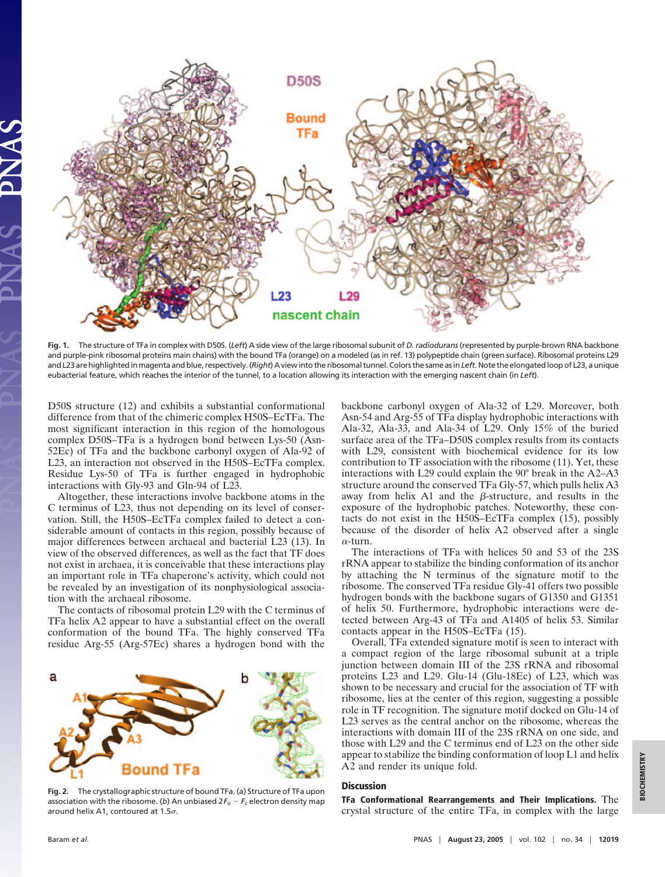Fig. 1. The structure of TFa in complex with D50S. (*Left*) A side view of the large ribosomal subunit of *D. radiodurans* (represented by purple-brown RNA backbone and purple-pink ribosomal proteins main chains) with the bound TFa (orange) on a modeled (as in ref. 13) polypeptide chain (green surface). Ribosomal proteins L29 and L23 are highlighted in magenta and blue, respectively. (*Right*) A view into the ribosomal tunnel. Colors the same as in *Left*. Note the elongated loop of L23, a unique eubacterial feature, which reaches the interior of the tunnel, to a location allowing its interaction with the emerging nascent chain (in *Left*).

D50S structure (12) and exhibits a substantial conformational difference from that of the chimeric complex H50S–EcTFa. The most significant interaction in this region of the homologous complex D50S–TFa is a hydrogen bond between Lys-50 (Asn-52Ec) of TFa and the backbone carbonyl oxygen of Ala-92 of L23, an interaction not observed in the H50S–EcTFa complex. Residue Lys-50 of TFa is further engaged in hydrophobic interactions with Gly-93 and Gln-94 of L23.

Altogether, these interactions involve backbone atoms in the C terminus of L23, thus not depending on its level of conservation. Still, the H50S–EcTFa complex failed to detect a considerable amount of contacts in this region, possibly because of major differences between archaeal and bacterial L23 (13). In view of the observed differences, as well as the fact that TF does not exist in archaea, it is conceivable that these interactions play an important role in TFa chaperone's activity, which could not be revealed by an investigation of its nonphysiological association with the archaeal ribosome.

The contacts of ribosomal protein L29 with the C terminus of TFa helix A2 appear to have a substantial effect on the overall conformation of the bound TFa. The highly conserved TFa residue Arg-55 (Arg-57Ec) shares a hydrogen bond with the backbone carbonyl oxygen of Ala-32 of L29. Moreover, both Asn-54 and Arg-55 of TFa display hydrophobic interactions with Ala-32, Ala-33, and Ala-34 of L29. Only 15% of the buried surface area of the TFa–D50S complex results from its contacts with L29, consistent with biochemical evidence for its low contribution to TF association with the ribosome (11). Yet, these interactions with L29 could explain the 90° break in the A2–A3 structure around the conserved TFa Gly-57, which pulls helix A3 away from helix A1 and the $\beta$-structure, and results in the exposure of the hydrophobic patches. Noteworthy, these contacts do not exist in the H50S–EcTFa complex (15), possibly because of the disorder of helix A2 observed after a single $\alpha$-turn.

The interactions of TFa with helices 50 and 53 of the 23S rRNA appear to stabilize the binding conformation of its anchor by attaching the N terminus of the signature motif to the ribosome. The conserved TFa residue Gly-41 offers two possible hydrogen bonds with the backbone sugars of G1350 and G1351 of helix 50. Furthermore, hydrophobic interactions were detected between Arg-43 of TFa and A1405 of helix 53. Similar contacts appear in the H50S–EcTFa (15).

Overall, TFa extended signature motif is seen to interact with a compact region of the large ribosomal subunit at a triple junction between domain III of the 23S rRNA and ribosomal proteins L23 and L29. Glu-14 (Glu-18Ec) of L23, which was shown to be necessary and crucial for the association of TF with ribosome, lies at the center of this region, suggesting a possible role in TF recognition. The signature motif docked on Glu-14 of L23 serves as the central anchor on the ribosome, whereas the interactions with domain III of the 23S rRNA on one side, and those with L29 and the C terminus end of L23 on the other side appear to stabilize the binding conformation of loop L1 and helix A2 and render its unique fold.

Fig. 2. The crystallographic structure of bound TFa. (*a*) Structure of TFa upon association with the ribosome. (*b*) An unbiased $2F_o - F_c$ electron density map around helix A1, contoured at 1.5$\sigma$.

## Discussion

**TFa Conformational Rearrangements and Their Implications.** The crystal structure of the entire TFa, in complex with the large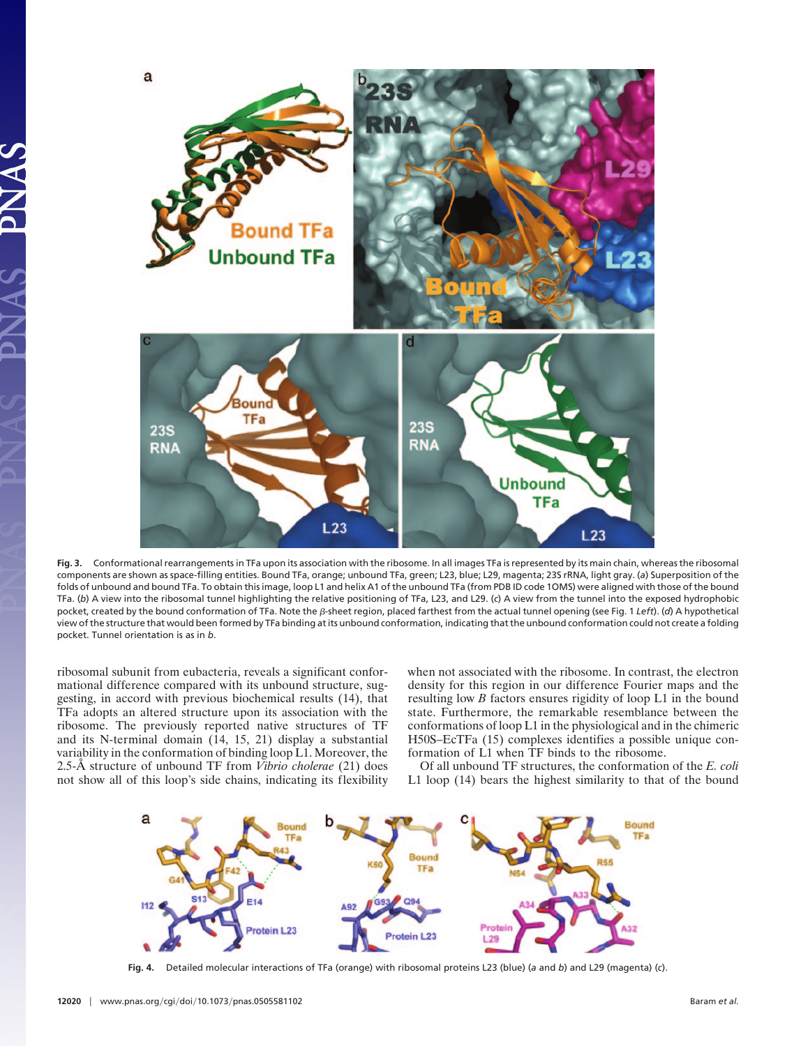Fig. 3. Conformational rearrangements in TFa upon its association with the ribosome. In all images TFa is represented by its main chain, whereas the ribosomal components are shown as space-filling entities. Bound TFa, orange; unbound TFa, green; L23, blue; L29, magenta; 23S rRNA, light gray. (*a*) Superposition of the folds of unbound and bound TFa. To obtain this image, loop L1 and helix A1 of the unbound TFa (from PDB ID code 1OMS) were aligned with those of the bound TFa. (*b*) A view into the ribosomal tunnel highlighting the relative positioning of TFa, L23, and L29. (*c*) A view from the tunnel into the exposed hydrophobic pocket, created by the bound conformation of TFa. Note the β-sheet region, placed farthest from the actual tunnel opening (see Fig. 1 *Left*). (*d*) A hypothetical view of the structure that would been formed by TFa binding at its unbound conformation, indicating that the unbound conformation could not create a folding pocket. Tunnel orientation is as in *b*.

ribosomal subunit from eubacteria, reveals a significant conformational difference compared with its unbound structure, suggesting, in accord with previous biochemical results (14), that TFa adopts an altered structure upon its association with the ribosome. The previously reported native structures of TF and its N-terminal domain (14, 15, 21) display a substantial variability in the conformation of binding loop L1. Moreover, the 2.5-Å structure of unbound TF from *Vibrio cholerae* (21) does not show all of this loop's side chains, indicating its flexibility when not associated with the ribosome. In contrast, the electron density for this region in our difference Fourier maps and the resulting low *B* factors ensures rigidity of loop L1 in the bound state. Furthermore, the remarkable resemblance between the conformations of loop L1 in the physiological and in the chimeric H50S–EcTFa (15) complexes identifies a possible unique conformation of L1 when TF binds to the ribosome.

Of all unbound TF structures, the conformation of the *E. coli* L1 loop (14) bears the highest similarity to that of the bound

Fig. 4. Detailed molecular interactions of TFa (orange) with ribosomal proteins L23 (blue) (*a* and *b*) and L29 (magenta) (*c*).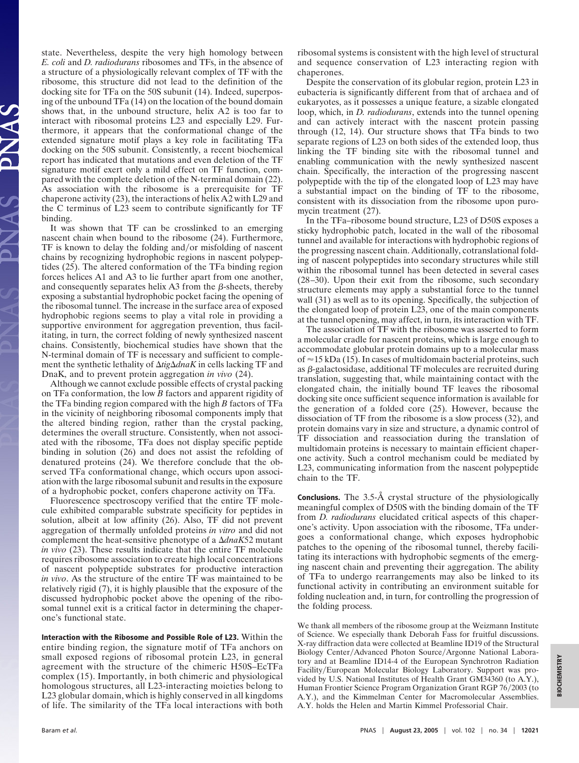state. Nevertheless, despite the very high homology between *E. coli* and *D. radiodurans* ribosomes and TFs, in the absence of a structure of a physiologically relevant complex of TF with the ribosome, this structure did not lead to the definition of the docking site for TFa on the 50S subunit (14). Indeed, superposing of the unbound TFa (14) on the location of the bound domain shows that, in the unbound structure, helix A2 is too far to interact with ribosomal proteins L23 and especially L29. Furthermore, it appears that the conformational change of the extended signature motif plays a key role in facilitating TFa docking on the 50S subunit. Consistently, a recent biochemical report has indicated that mutations and even deletion of the TF signature motif exert only a mild effect on TF function, compared with the complete deletion of the N-terminal domain (22). As association with the ribosome is a prerequisite for TF chaperone activity (23), the interactions of helix A2 with L29 and the C terminus of L23 seem to contribute significantly for TF binding.

It was shown that TF can be crosslinked to an emerging nascent chain when bound to the ribosome (24). Furthermore, TF is known to delay the folding and/or misfolding of nascent chains by recognizing hydrophobic regions in nascent polypeptides (25). The altered conformation of the TFa binding region forces helices A1 and A3 to lie further apart from one another, and consequently separates helix A3 from the β-sheets, thereby exposing a substantial hydrophobic pocket facing the opening of the ribosomal tunnel. The increase in the surface area of exposed hydrophobic regions seems to play a vital role in providing a supportive environment for aggregation prevention, thus facilitating, in turn, the correct folding of newly synthesized nascent chains. Consistently, biochemical studies have shown that the N-terminal domain of TF is necessary and sufficient to complement the synthetic lethality of Δ*tig*Δ*dnaK* in cells lacking TF and DnaK, and to prevent protein aggregation *in vivo* (24).

Although we cannot exclude possible effects of crystal packing on TFa conformation, the low *B* factors and apparent rigidity of the TFa binding region compared with the high *B* factors of TFa in the vicinity of neighboring ribosomal components imply that the altered binding region, rather than the crystal packing, determines the overall structure. Consistently, when not associated with the ribosome, TFa does not display specific peptide binding in solution (26) and does not assist the refolding of denatured proteins (24). We therefore conclude that the observed TFa conformational change, which occurs upon association with the large ribosomal subunit and results in the exposure of a hydrophobic pocket, confers chaperone activity on TFa.

Fluorescence spectroscopy verified that the entire TF molecule exhibited comparable substrate specificity for peptides in solution, albeit at low affinity (26). Also, TF did not prevent aggregation of thermally unfolded proteins *in vitro* and did not complement the heat-sensitive phenotype of a Δ*dnaK52* mutant *in vivo* (23). These results indicate that the entire TF molecule requires ribosome association to create high local concentrations of nascent polypeptide substrates for productive interaction *in vivo*. As the structure of the entire TF was maintained to be relatively rigid (7), it is highly plausible that the exposure of the discussed hydrophobic pocket above the opening of the ribosomal tunnel exit is a critical factor in determining the chaperone's functional state.

**Interaction with the Ribosome and Possible Role of L23.** Within the entire binding region, the signature motif of TFa anchors on small exposed regions of ribosomal protein L23, in general agreement with the structure of the chimeric H50S–EcTFa complex (15). Importantly, in both chimeric and physiological homologous structures, all L23-interacting moieties belong to L23 globular domain, which is highly conserved in all kingdoms of life. The similarity of the TFa local interactions with both ribosomal systems is consistent with the high level of structural and sequence conservation of L23 interacting region with chaperones.

Despite the conservation of its globular region, protein L23 in eubacteria is significantly different from that of archaea and of eukaryotes, as it possesses a unique feature, a sizable elongated loop, which, in *D. radiodurans*, extends into the tunnel opening and can actively interact with the nascent protein passing through (12, 14). Our structure shows that TFa binds to two separate regions of L23 on both sides of the extended loop, thus linking the TF binding site with the ribosomal tunnel and enabling communication with the newly synthesized nascent chain. Specifically, the interaction of the progressing nascent polypeptide with the tip of the elongated loop of L23 may have a substantial impact on the binding of TF to the ribosome, consistent with its dissociation from the ribosome upon puromycin treatment (27).

In the TFa–ribosome bound structure, L23 of D50S exposes a sticky hydrophobic patch, located in the wall of the ribosomal tunnel and available for interactions with hydrophobic regions of the progressing nascent chain. Additionally, cotranslational folding of nascent polypeptides into secondary structures while still within the ribosomal tunnel has been detected in several cases (28–30). Upon their exit from the ribosome, such secondary structure elements may apply a substantial force to the tunnel wall (31) as well as to its opening. Specifically, the subjection of the elongated loop of protein L23, one of the main components at the tunnel opening, may affect, in turn, its interaction with TF.

The association of TF with the ribosome was asserted to form a molecular cradle for nascent proteins, which is large enough to accommodate globular protein domains up to a molecular mass of ≈15 kDa (15). In cases of multidomain bacterial proteins, such as β-galactosidase, additional TF molecules are recruited during translation, suggesting that, while maintaining contact with the elongated chain, the initially bound TF leaves the ribosomal docking site once sufficient sequence information is available for the generation of a folded core (25). However, because the dissociation of TF from the ribosome is a slow process (32), and protein domains vary in size and structure, a dynamic control of TF dissociation and reassociation during the translation of multidomain proteins is necessary to maintain efficient chaperone activity. Such a control mechanism could be mediated by L23, communicating information from the nascent polypeptide chain to the TF.

**Conclusions.** The 3.5-Å crystal structure of the physiologically meaningful complex of D50S with the binding domain of the TF from *D. radiodurans* elucidated critical aspects of this chaperone's activity. Upon association with the ribosome, TFa undergoes a conformational change, which exposes hydrophobic patches to the opening of the ribosomal tunnel, thereby facilitating its interactions with hydrophobic segments of the emerging nascent chain and preventing their aggregation. The ability of TFa to undergo rearrangements may also be linked to its functional activity in contributing an environment suitable for folding nucleation and, in turn, for controlling the progression of the folding process.

We thank all members of the ribosome group at the Weizmann Institute of Science. We especially thank Deborah Fass for fruitful discussions. X-ray diffraction data were collected at Beamline ID19 of the Structural Biology Center/Advanced Photon Source/Argonne National Laboratory and at Beamline ID14-4 of the European Synchrotron Radiation Facility/European Molecular Biology Laboratory. Support was provided by U.S. National Institutes of Health Grant GM34360 (to A.Y.), Human Frontier Science Program Organization Grant RGP 76/2003 (to A.Y.), and the Kimmelman Center for Macromolecular Assemblies. A.Y. holds the Helen and Martin Kimmel Professorial Chair.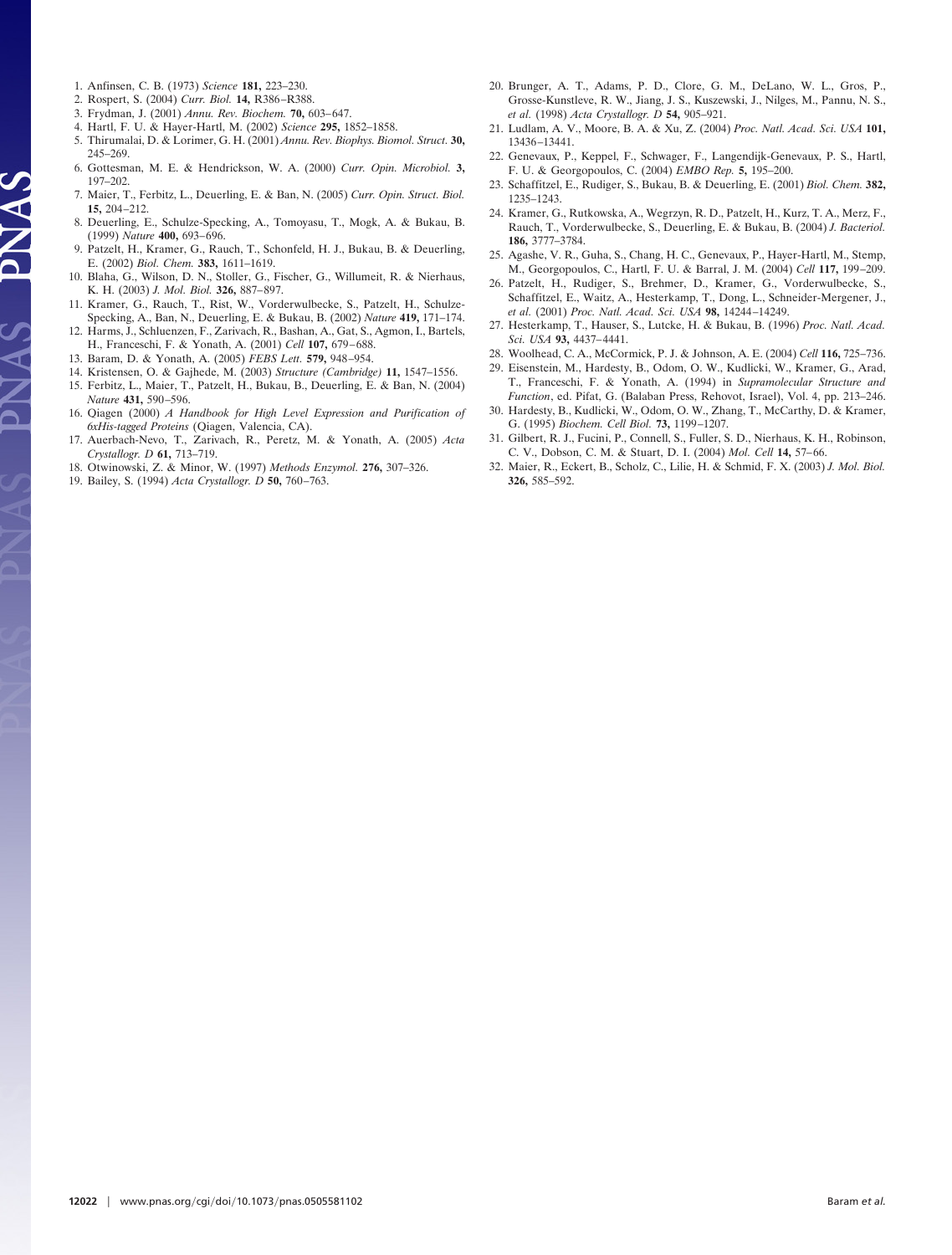1. Anfinsen, C. B. (1973) *Science* **181,** 223–230.
2. Rospert, S. (2004) *Curr. Biol.* **14,** R386–R388.
3. Frydman, J. (2001) *Annu. Rev. Biochem.* **70,** 603–647.
4. Hartl, F. U. & Hayer-Hartl, M. (2002) *Science* **295,** 1852–1858.
5. Thirumalai, D. & Lorimer, G. H. (2001) *Annu. Rev. Biophys. Biomol. Struct.* **30,** 245–269.
6. Gottesman, M. E. & Hendrickson, W. A. (2000) *Curr. Opin. Microbiol.* **3,** 197–202.
7. Maier, T., Ferbitz, L., Deuerling, E. & Ban, N. (2005) *Curr. Opin. Struct. Biol.* **15,** 204–212.
8. Deuerling, E., Schulze-Specking, A., Tomoyasu, T., Mogk, A. & Bukau, B. (1999) *Nature* **400,** 693–696.
9. Patzelt, H., Kramer, G., Rauch, T., Schonfeld, H. J., Bukau, B. & Deuerling, E. (2002) *Biol. Chem.* **383,** 1611–1619.
10. Blaha, G., Wilson, D. N., Stoller, G., Fischer, G., Willumeit, R. & Nierhaus, K. H. (2003) *J. Mol. Biol.* **326,** 887–897.
11. Kramer, G., Rauch, T., Rist, W., Vorderwulbecke, S., Patzelt, H., Schulze-Specking, A., Ban, N., Deuerling, E. & Bukau, B. (2002) *Nature* **419,** 171–174.
12. Harms, J., Schluenzen, F., Zarivach, R., Bashan, A., Gat, S., Agmon, I., Bartels, H., Franceschi, F. & Yonath, A. (2001) *Cell* **107,** 679–688.
13. Baram, D. & Yonath, A. (2005) *FEBS Lett.* **579,** 948–954.
14. Kristensen, O. & Gajhede, M. (2003) *Structure (Cambridge)* **11,** 1547–1556.
15. Ferbitz, L., Maier, T., Patzelt, H., Bukau, B., Deuerling, E. & Ban, N. (2004) *Nature* **431,** 590–596.
16. Qiagen (2000) *A Handbook for High Level Expression and Purification of 6xHis-tagged Proteins* (Qiagen, Valencia, CA).
17. Auerbach-Nevo, T., Zarivach, R., Peretz, M. & Yonath, A. (2005) *Acta Crystallogr. D* **61,** 713–719.
18. Otwinowski, Z. & Minor, W. (1997) *Methods Enzymol.* **276,** 307–326.
19. Bailey, S. (1994) *Acta Crystallogr. D* **50,** 760–763.
20. Brunger, A. T., Adams, P. D., Clore, G. M., DeLano, W. L., Gros, P., Grosse-Kunstleve, R. W., Jiang, J. S., Kuszewski, J., Nilges, M., Pannu, N. S., *et al.* (1998) *Acta Crystallogr. D* **54,** 905–921.
21. Ludlam, A. V., Moore, B. A. & Xu, Z. (2004) *Proc. Natl. Acad. Sci. USA* **101,** 13436–13441.
22. Genevaux, P., Keppel, F., Schwager, F., Langendijk-Genevaux, P. S., Hartl, F. U. & Georgopoulos, C. (2004) *EMBO Rep.* **5,** 195–200.
23. Schaffitzel, E., Rudiger, S., Bukau, B. & Deuerling, E. (2001) *Biol. Chem.* **382,** 1235–1243.
24. Kramer, G., Rutkowska, A., Wegrzyn, R. D., Patzelt, H., Kurz, T. A., Merz, F., Rauch, T., Vorderwulbecke, S., Deuerling, E. & Bukau, B. (2004) *J. Bacteriol.* **186,** 3777–3784.
25. Agashe, V. R., Guha, S., Chang, H. C., Genevaux, P., Hayer-Hartl, M., Stemp, M., Georgopoulos, C., Hartl, F. U. & Barral, J. M. (2004) *Cell* **117,** 199–209.
26. Patzelt, H., Rudiger, S., Brehmer, D., Kramer, G., Vorderwulbecke, S., Schaffitzel, E., Waitz, A., Hesterkamp, T., Dong, L., Schneider-Mergener, J., *et al.* (2001) *Proc. Natl. Acad. Sci. USA* **98,** 14244–14249.
27. Hesterkamp, T., Hauser, S., Lutcke, H. & Bukau, B. (1996) *Proc. Natl. Acad. Sci. USA* **93,** 4437–4441.
28. Woolhead, C. A., McCormick, P. J. & Johnson, A. E. (2004) *Cell* **116,** 725–736.
29. Eisenstein, M., Hardesty, B., Odom, O. W., Kudlicki, W., Kramer, G., Arad, T., Franceschi, F. & Yonath, A. (1994) in *Supramolecular Structure and Function*, ed. Pifat, G. (Balaban Press, Rehovot, Israel), Vol. 4, pp. 213–246.
30. Hardesty, B., Kudlicki, W., Odom, O. W., Zhang, T., McCarthy, D. & Kramer, G. (1995) *Biochem. Cell Biol.* **73,** 1199–1207.
31. Gilbert, R. J., Fucini, P., Connell, S., Fuller, S. D., Nierhaus, K. H., Robinson, C. V., Dobson, C. M. & Stuart, D. I. (2004) *Mol. Cell* **14,** 57–66.
32. Maier, R., Eckert, B., Scholz, C., Lilie, H. & Schmid, F. X. (2003) *J. Mol. Biol.* **326,** 585–592.